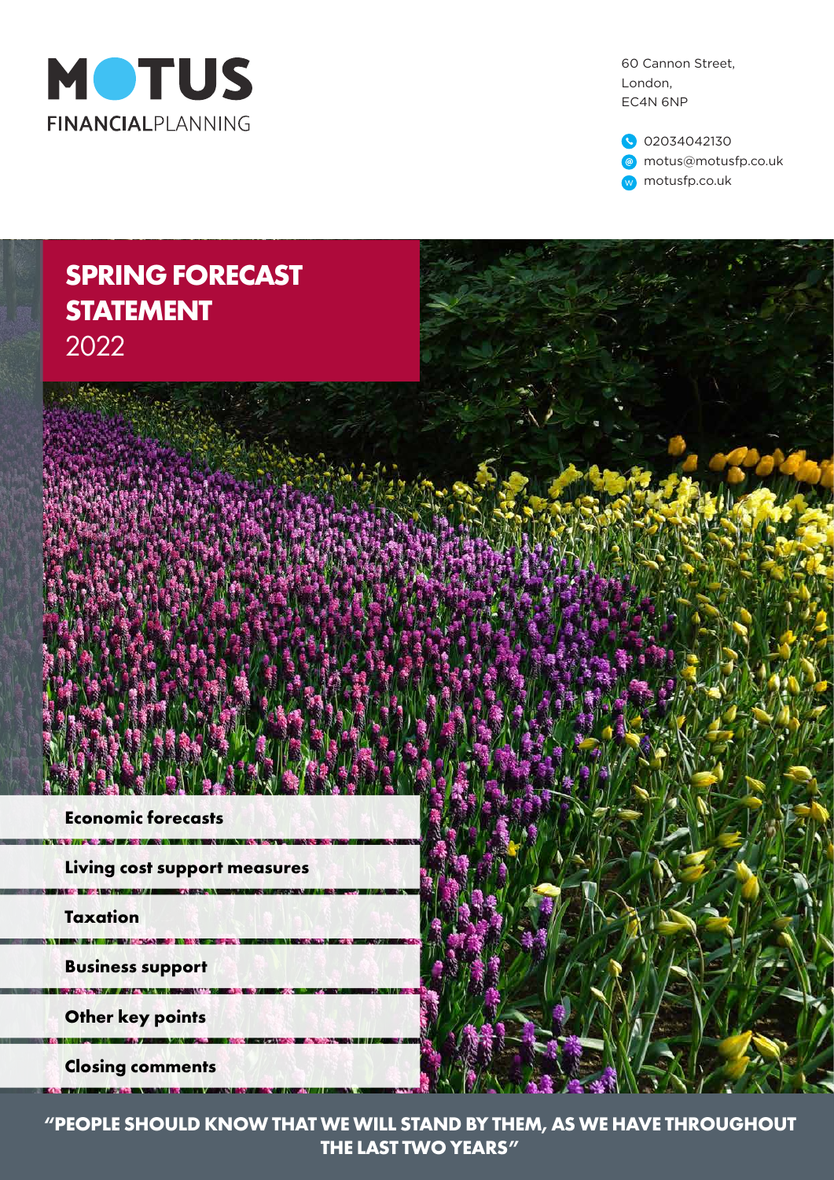**MOTUS**
FINANCIALPLANNING

60 Cannon Street,
London,
EC4N 6NP

02034042130
motus@motusfp.co.uk
motusfp.co.uk

# SPRING FORECAST STATEMENT 2022

- Economic forecasts
- Living cost support measures
- Taxation
- Business support
- Other key points
- Closing comments

**"PEOPLE SHOULD KNOW THAT WE WILL STAND BY THEM, AS WE HAVE THROUGHOUT THE LAST TWO YEARS"**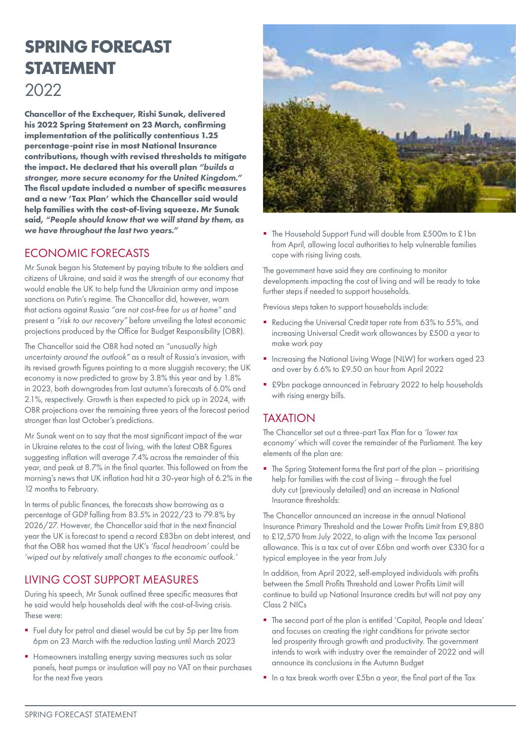# SPRING FORECAST STATEMENT

# 2022

**Chancellor of the Exchequer, Rishi Sunak, delivered his 2022 Spring Statement on 23 March, confirming implementation of the politically contentious 1.25 percentage-point rise in most National Insurance contributions, though with revised thresholds to mitigate the impact. He declared that his overall plan *"builds a stronger, more secure economy for the United Kingdom."* The fiscal update included a number of specific measures and a new 'Tax Plan' which the Chancellor said would help families with the cost-of-living squeeze. Mr Sunak said, *"People should know that we will stand by them, as we have throughout the last two years."***

## ECONOMIC FORECASTS

Mr Sunak began his Statement by paying tribute to the soldiers and citizens of Ukraine, and said it was the strength of our economy that would enable the UK to help fund the Ukrainian army and impose sanctions on Putin's regime. The Chancellor did, however, warn that actions against Russia *"are not cost-free for us at home"* and present a *"risk to our recovery"* before unveiling the latest economic projections produced by the Office for Budget Responsibility (OBR).

The Chancellor said the OBR had noted an *"unusually high uncertainty around the outlook"* as a result of Russia's invasion, with its revised growth figures pointing to a more sluggish recovery; the UK economy is now predicted to grow by 3.8% this year and by 1.8% in 2023, both downgrades from last autumn's forecasts of 6.0% and 2.1%, respectively. Growth is then expected to pick up in 2024, with OBR projections over the remaining three years of the forecast period stronger than last October's predictions.

Mr Sunak went on to say that the most significant impact of the war in Ukraine relates to the cost of living, with the latest OBR figures suggesting inflation will average 7.4% across the remainder of this year, and peak at 8.7% in the final quarter. This followed on from the morning's news that UK inflation had hit a 30-year high of 6.2% in the 12 months to February.

In terms of public finances, the forecasts show borrowing as a percentage of GDP falling from 83.5% in 2022/23 to 79.8% by 2026/27. However, the Chancellor said that in the next financial year the UK is forecast to spend a record £83bn on debt interest, and that the OBR has warned that the UK's *'fiscal headroom'* could be *'wiped out by relatively small changes to the economic outlook.'*

## LIVING COST SUPPORT MEASURES

During his speech, Mr Sunak outlined three specific measures that he said would help households deal with the cost-of-living crisis. These were:

- Fuel duty for petrol and diesel would be cut by 5p per litre from 6pm on 23 March with the reduction lasting until March 2023
- Homeowners installing energy saving measures such as solar panels, heat pumps or insulation will pay no VAT on their purchases for the next five years
- The Household Support Fund will double from £500m to £1bn from April, allowing local authorities to help vulnerable families cope with rising living costs.

The government have said they are continuing to monitor developments impacting the cost of living and will be ready to take further steps if needed to support households.

Previous steps taken to support households include:

- Reducing the Universal Credit taper rate from 63% to 55%, and increasing Universal Credit work allowances by £500 a year to make work pay
- Increasing the National Living Wage (NLW) for workers aged 23 and over by 6.6% to £9.50 an hour from April 2022
- £9bn package announced in February 2022 to help households with rising energy bills.

## TAXATION

The Chancellor set out a three-part Tax Plan for a *'lower tax economy'* which will cover the remainder of the Parliament. The key elements of the plan are:

- The Spring Statement forms the first part of the plan – prioritising help for families with the cost of living – through the fuel duty cut (previously detailed) and an increase in National Insurance thresholds:

The Chancellor announced an increase in the annual National Insurance Primary Threshold and the Lower Profits Limit from £9,880 to £12,570 from July 2022, to align with the Income Tax personal allowance. This is a tax cut of over £6bn and worth over £330 for a typical employee in the year from July

In addition, from April 2022, self-employed individuals with profits between the Small Profits Threshold and Lower Profits Limit will continue to build up National Insurance credits but will not pay any Class 2 NICs

- The second part of the plan is entitled 'Capital, People and Ideas' and focuses on creating the right conditions for private sector led prosperity through growth and productivity. The government intends to work with industry over the remainder of 2022 and will announce its conclusions in the Autumn Budget
- In a tax break worth over £5bn a year, the final part of the Tax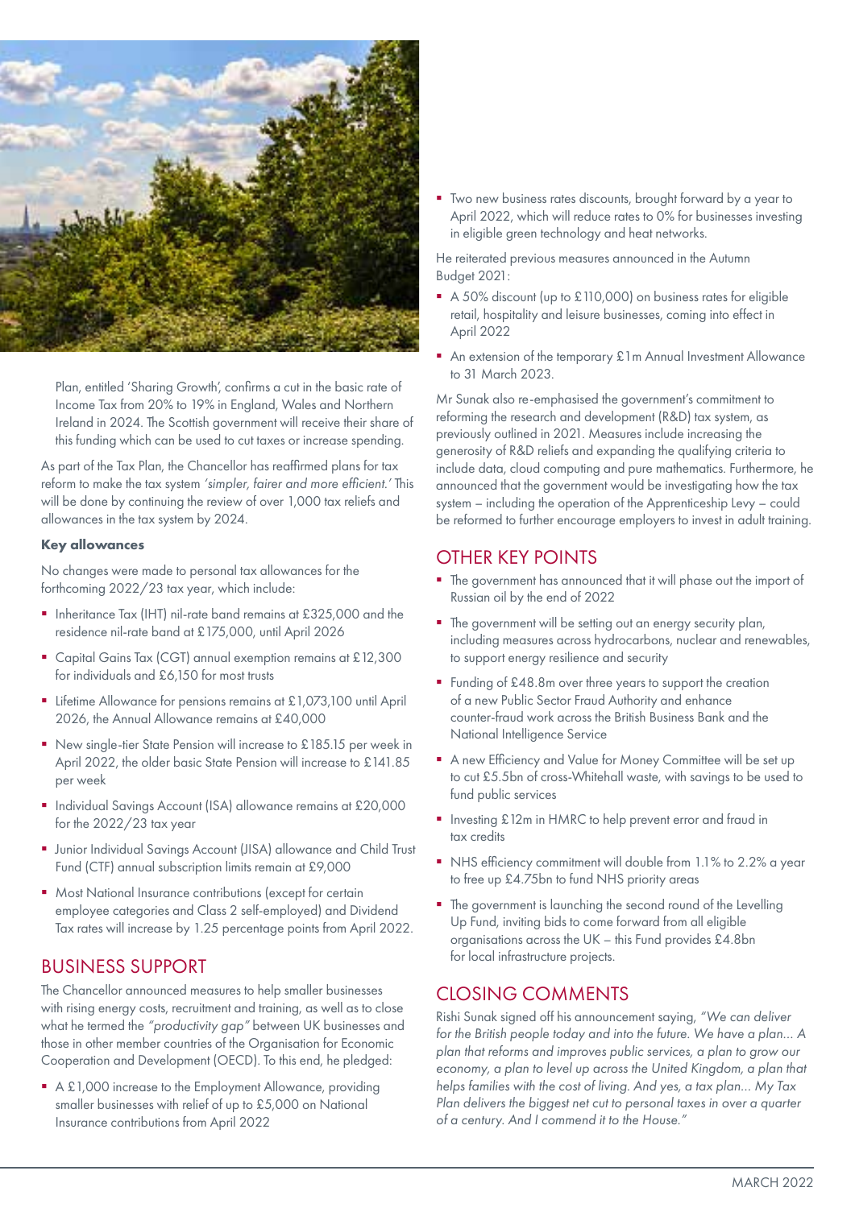Plan, entitled 'Sharing Growth', confirms a cut in the basic rate of Income Tax from 20% to 19% in England, Wales and Northern Ireland in 2024. The Scottish government will receive their share of this funding which can be used to cut taxes or increase spending.

As part of the Tax Plan, the Chancellor has reaffirmed plans for tax reform to make the tax system *'simpler, fairer and more efficient.'* This will be done by continuing the review of over 1,000 tax reliefs and allowances in the tax system by 2024.

**Key allowances**

No changes were made to personal tax allowances for the forthcoming 2022/23 tax year, which include:

- Inheritance Tax (IHT) nil-rate band remains at £325,000 and the residence nil-rate band at £175,000, until April 2026
- Capital Gains Tax (CGT) annual exemption remains at £12,300 for individuals and £6,150 for most trusts
- Lifetime Allowance for pensions remains at £1,073,100 until April 2026, the Annual Allowance remains at £40,000
- New single-tier State Pension will increase to £185.15 per week in April 2022, the older basic State Pension will increase to £141.85 per week
- Individual Savings Account (ISA) allowance remains at £20,000 for the 2022/23 tax year
- Junior Individual Savings Account (JISA) allowance and Child Trust Fund (CTF) annual subscription limits remain at £9,000
- Most National Insurance contributions (except for certain employee categories and Class 2 self-employed) and Dividend Tax rates will increase by 1.25 percentage points from April 2022.

## BUSINESS SUPPORT

The Chancellor announced measures to help smaller businesses with rising energy costs, recruitment and training, as well as to close what he termed the *"productivity gap"* between UK businesses and those in other member countries of the Organisation for Economic Cooperation and Development (OECD). To this end, he pledged:

- A £1,000 increase to the Employment Allowance, providing smaller businesses with relief of up to £5,000 on National Insurance contributions from April 2022
- Two new business rates discounts, brought forward by a year to April 2022, which will reduce rates to 0% for businesses investing in eligible green technology and heat networks.

He reiterated previous measures announced in the Autumn Budget 2021:

- A 50% discount (up to £110,000) on business rates for eligible retail, hospitality and leisure businesses, coming into effect in April 2022
- An extension of the temporary £1m Annual Investment Allowance to 31 March 2023.

Mr Sunak also re-emphasised the government's commitment to reforming the research and development (R&D) tax system, as previously outlined in 2021. Measures include increasing the generosity of R&D reliefs and expanding the qualifying criteria to include data, cloud computing and pure mathematics. Furthermore, he announced that the government would be investigating how the tax system – including the operation of the Apprenticeship Levy – could be reformed to further encourage employers to invest in adult training.

## OTHER KEY POINTS

- The government has announced that it will phase out the import of Russian oil by the end of 2022
- The government will be setting out an energy security plan, including measures across hydrocarbons, nuclear and renewables, to support energy resilience and security
- Funding of £48.8m over three years to support the creation of a new Public Sector Fraud Authority and enhance counter-fraud work across the British Business Bank and the National Intelligence Service
- A new Efficiency and Value for Money Committee will be set up to cut £5.5bn of cross-Whitehall waste, with savings to be used to fund public services
- Investing £12m in HMRC to help prevent error and fraud in tax credits
- NHS efficiency commitment will double from 1.1% to 2.2% a year to free up £4.75bn to fund NHS priority areas
- The government is launching the second round of the Levelling Up Fund, inviting bids to come forward from all eligible organisations across the UK – this Fund provides £4.8bn for local infrastructure projects.

## CLOSING COMMENTS

Rishi Sunak signed off his announcement saying, *"We can deliver for the British people today and into the future. We have a plan... A plan that reforms and improves public services, a plan to grow our economy, a plan to level up across the United Kingdom, a plan that helps families with the cost of living. And yes, a tax plan... My Tax Plan delivers the biggest net cut to personal taxes in over a quarter of a century. And I commend it to the House."*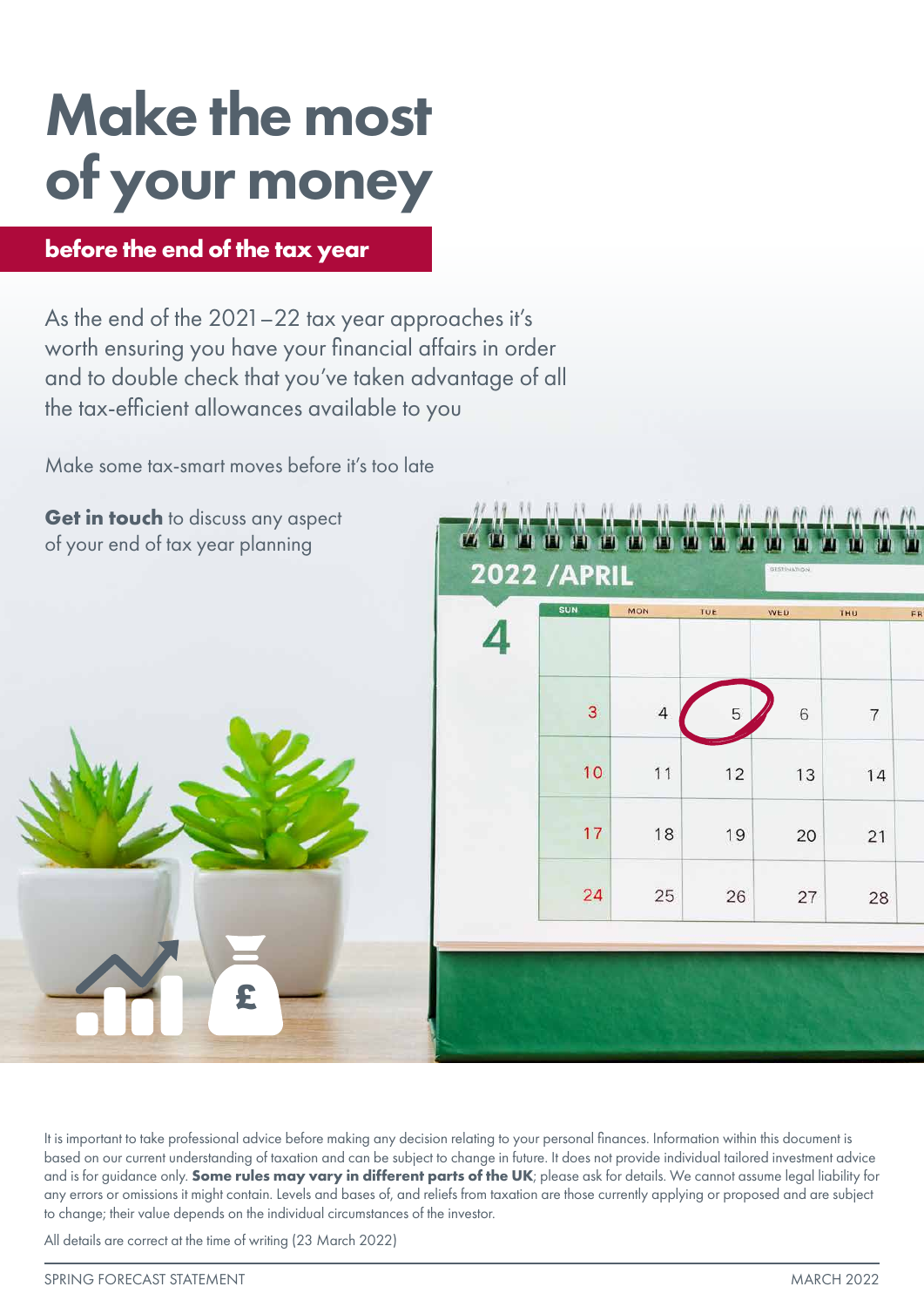# Make the most of your money

## before the end of the tax year

As the end of the 2021–22 tax year approaches it's worth ensuring you have your financial affairs in order and to double check that you've taken advantage of all the tax-efficient allowances available to you

Make some tax-smart moves before it's too late

**Get in touch** to discuss any aspect of your end of tax year planning

It is important to take professional advice before making any decision relating to your personal finances. Information within this document is based on our current understanding of taxation and can be subject to change in future. It does not provide individual tailored investment advice and is for guidance only. **Some rules may vary in different parts of the UK**; please ask for details. We cannot assume legal liability for any errors or omissions it might contain. Levels and bases of, and reliefs from taxation are those currently applying or proposed and are subject to change; their value depends on the individual circumstances of the investor.

All details are correct at the time of writing (23 March 2022)